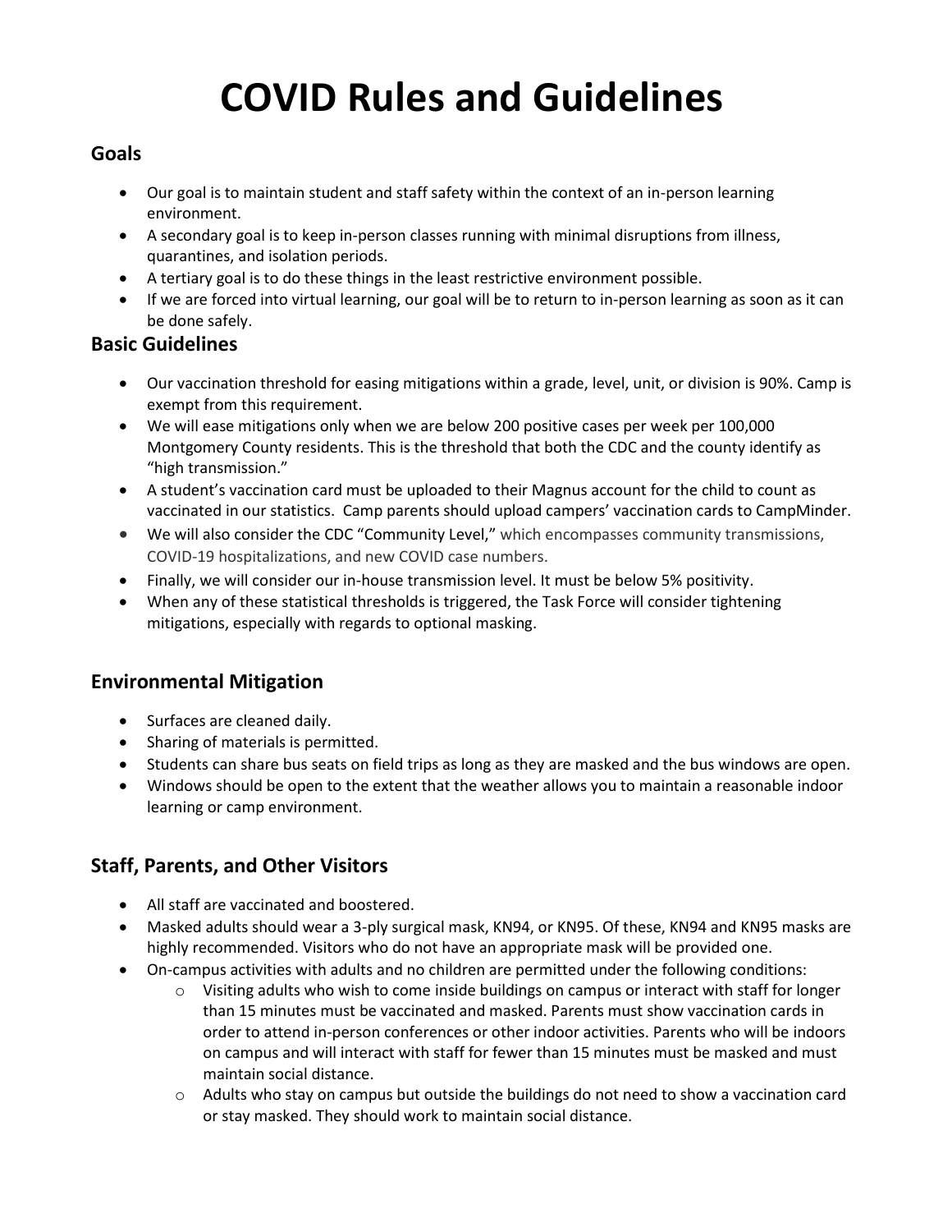# COVID Rules and Guidelines

## Goals

- Our goal is to maintain student and staff safety within the context of an in-person learning environment.
- A secondary goal is to keep in-person classes running with minimal disruptions from illness, quarantines, and isolation periods.
- A tertiary goal is to do these things in the least restrictive environment possible.
- If we are forced into virtual learning, our goal will be to return to in-person learning as soon as it can be done safely.

## Basic Guidelines

- Our vaccination threshold for easing mitigations within a grade, level, unit, or division is 90%. Camp is exempt from this requirement.
- We will ease mitigations only when we are below 200 positive cases per week per 100,000 Montgomery County residents. This is the threshold that both the CDC and the county identify as "high transmission."
- A student's vaccination card must be uploaded to their Magnus account for the child to count as vaccinated in our statistics. Camp parents should upload campers' vaccination cards to CampMinder.
- We will also consider the CDC "Community Level," which encompasses community transmissions, COVID-19 hospitalizations, and new COVID case numbers.
- Finally, we will consider our in-house transmission level. It must be below 5% positivity.
- When any of these statistical thresholds is triggered, the Task Force will consider tightening mitigations, especially with regards to optional masking.

## Environmental Mitigation

- Surfaces are cleaned daily.
- Sharing of materials is permitted.
- Students can share bus seats on field trips as long as they are masked and the bus windows are open.
- Windows should be open to the extent that the weather allows you to maintain a reasonable indoor learning or camp environment.

## Staff, Parents, and Other Visitors

- All staff are vaccinated and boostered.
- Masked adults should wear a 3-ply surgical mask, KN94, or KN95. Of these, KN94 and KN95 masks are highly recommended. Visitors who do not have an appropriate mask will be provided one.
- On-campus activities with adults and no children are permitted under the following conditions:
  - Visiting adults who wish to come inside buildings on campus or interact with staff for longer than 15 minutes must be vaccinated and masked. Parents must show vaccination cards in order to attend in-person conferences or other indoor activities. Parents who will be indoors on campus and will interact with staff for fewer than 15 minutes must be masked and must maintain social distance.
  - Adults who stay on campus but outside the buildings do not need to show a vaccination card or stay masked. They should work to maintain social distance.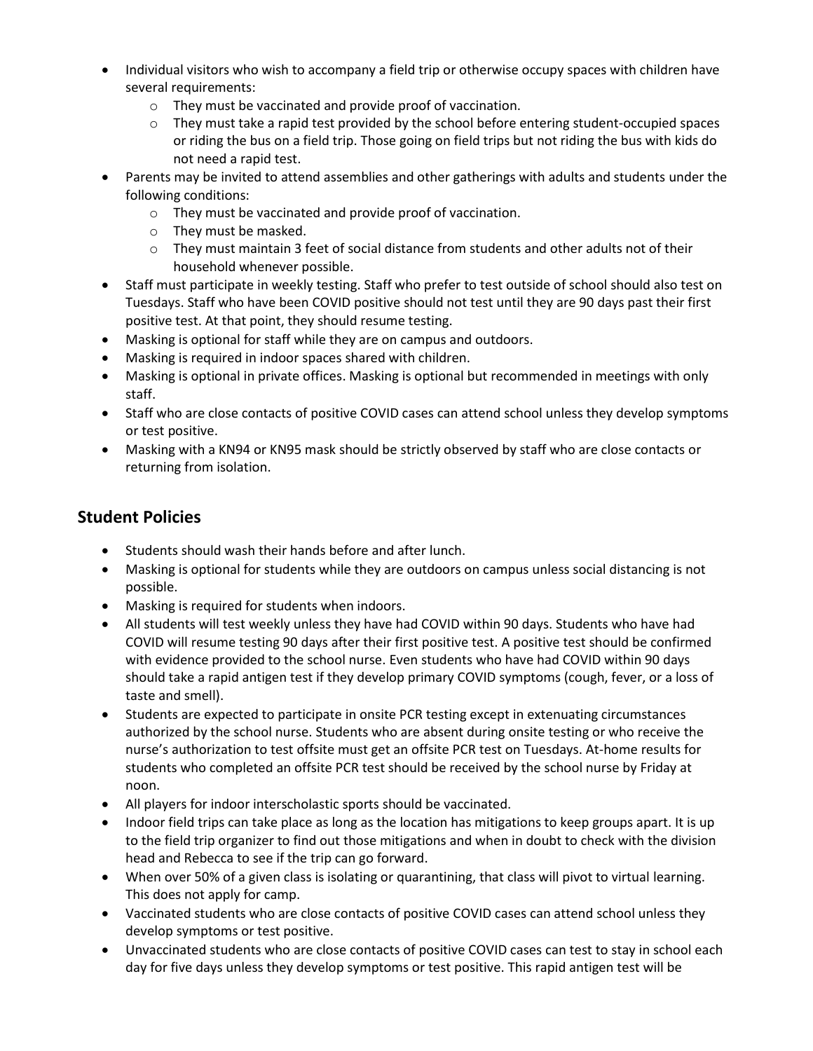- Individual visitors who wish to accompany a field trip or otherwise occupy spaces with children have several requirements:
  - They must be vaccinated and provide proof of vaccination.
  - They must take a rapid test provided by the school before entering student-occupied spaces or riding the bus on a field trip. Those going on field trips but not riding the bus with kids do not need a rapid test.
- Parents may be invited to attend assemblies and other gatherings with adults and students under the following conditions:
  - They must be vaccinated and provide proof of vaccination.
  - They must be masked.
  - They must maintain 3 feet of social distance from students and other adults not of their household whenever possible.
- Staff must participate in weekly testing. Staff who prefer to test outside of school should also test on Tuesdays. Staff who have been COVID positive should not test until they are 90 days past their first positive test. At that point, they should resume testing.
- Masking is optional for staff while they are on campus and outdoors.
- Masking is required in indoor spaces shared with children.
- Masking is optional in private offices. Masking is optional but recommended in meetings with only staff.
- Staff who are close contacts of positive COVID cases can attend school unless they develop symptoms or test positive.
- Masking with a KN94 or KN95 mask should be strictly observed by staff who are close contacts or returning from isolation.

## Student Policies

- Students should wash their hands before and after lunch.
- Masking is optional for students while they are outdoors on campus unless social distancing is not possible.
- Masking is required for students when indoors.
- All students will test weekly unless they have had COVID within 90 days. Students who have had COVID will resume testing 90 days after their first positive test. A positive test should be confirmed with evidence provided to the school nurse. Even students who have had COVID within 90 days should take a rapid antigen test if they develop primary COVID symptoms (cough, fever, or a loss of taste and smell).
- Students are expected to participate in onsite PCR testing except in extenuating circumstances authorized by the school nurse. Students who are absent during onsite testing or who receive the nurse's authorization to test offsite must get an offsite PCR test on Tuesdays. At-home results for students who completed an offsite PCR test should be received by the school nurse by Friday at noon.
- All players for indoor interscholastic sports should be vaccinated.
- Indoor field trips can take place as long as the location has mitigations to keep groups apart. It is up to the field trip organizer to find out those mitigations and when in doubt to check with the division head and Rebecca to see if the trip can go forward.
- When over 50% of a given class is isolating or quarantining, that class will pivot to virtual learning. This does not apply for camp.
- Vaccinated students who are close contacts of positive COVID cases can attend school unless they develop symptoms or test positive.
- Unvaccinated students who are close contacts of positive COVID cases can test to stay in school each day for five days unless they develop symptoms or test positive. This rapid antigen test will be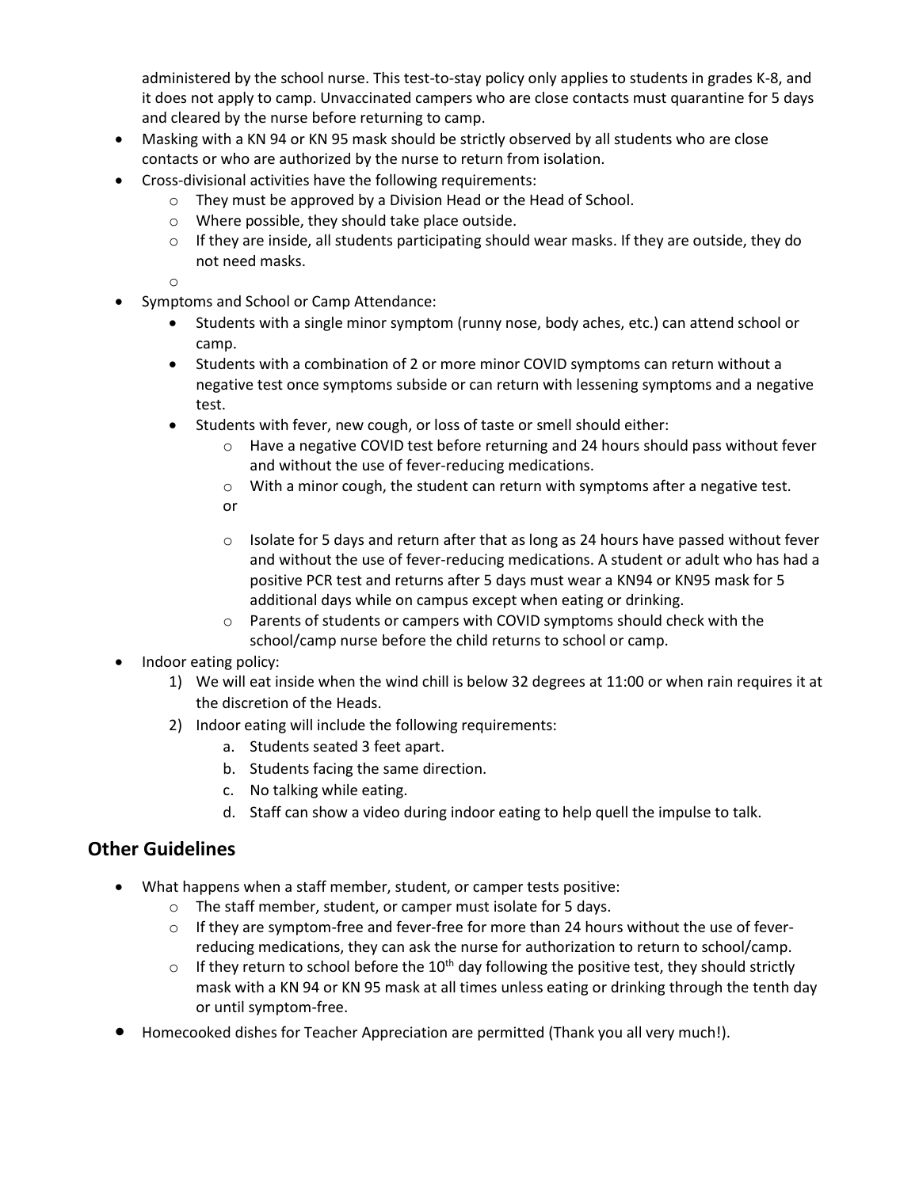administered by the school nurse. This test-to-stay policy only applies to students in grades K-8, and it does not apply to camp. Unvaccinated campers who are close contacts must quarantine for 5 days and cleared by the nurse before returning to camp.

- Masking with a KN 94 or KN 95 mask should be strictly observed by all students who are close contacts or who are authorized by the nurse to return from isolation.
- Cross-divisional activities have the following requirements:
  - They must be approved by a Division Head or the Head of School.
  - Where possible, they should take place outside.
  - If they are inside, all students participating should wear masks. If they are outside, they do not need masks.
- Symptoms and School or Camp Attendance:
  - Students with a single minor symptom (runny nose, body aches, etc.) can attend school or camp.
  - Students with a combination of 2 or more minor COVID symptoms can return without a negative test once symptoms subside or can return with lessening symptoms and a negative test.
  - Students with fever, new cough, or loss of taste or smell should either:
    - Have a negative COVID test before returning and 24 hours should pass without fever and without the use of fever-reducing medications.
    - With a minor cough, the student can return with symptoms after a negative test.

    or

    - Isolate for 5 days and return after that as long as 24 hours have passed without fever and without the use of fever-reducing medications. A student or adult who has had a positive PCR test and returns after 5 days must wear a KN94 or KN95 mask for 5 additional days while on campus except when eating or drinking.
    - Parents of students or campers with COVID symptoms should check with the school/camp nurse before the child returns to school or camp.
- Indoor eating policy:
  1) We will eat inside when the wind chill is below 32 degrees at 11:00 or when rain requires it at the discretion of the Heads.
  2) Indoor eating will include the following requirements:
     a. Students seated 3 feet apart.
     b. Students facing the same direction.
     c. No talking while eating.
     d. Staff can show a video during indoor eating to help quell the impulse to talk.

## Other Guidelines

- What happens when a staff member, student, or camper tests positive:
  - The staff member, student, or camper must isolate for 5 days.
  - If they are symptom-free and fever-free for more than 24 hours without the use of fever-reducing medications, they can ask the nurse for authorization to return to school/camp.
  - If they return to school before the 10th day following the positive test, they should strictly mask with a KN 94 or KN 95 mask at all times unless eating or drinking through the tenth day or until symptom-free.
- Homecooked dishes for Teacher Appreciation are permitted (Thank you all very much!).